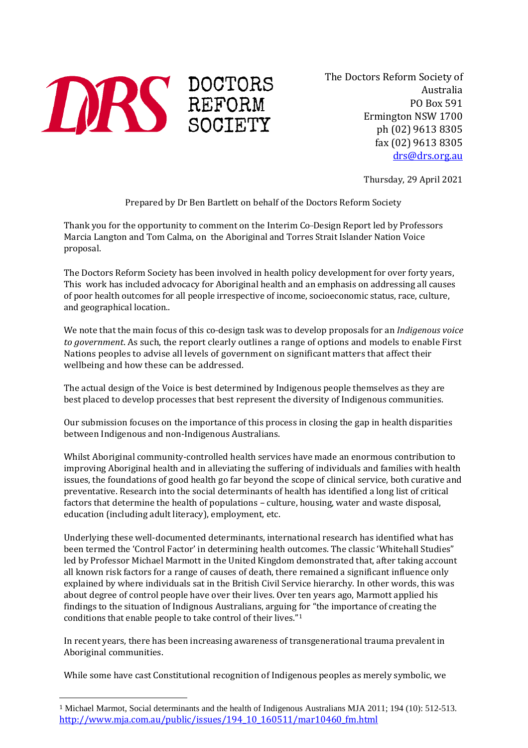DRS DOCTORS REFORM SOCIETY

The Doctors Reform Society of Australia
PO Box 591
Ermington NSW 1700
ph (02) 9613 8305
fax (02) 9613 8305
drs@drs.org.au

Thursday, 29 April 2021

Prepared by Dr Ben Bartlett on behalf of the Doctors Reform Society

Thank you for the opportunity to comment on the Interim Co-Design Report led by Professors Marcia Langton and Tom Calma, on the Aboriginal and Torres Strait Islander Nation Voice proposal.

The Doctors Reform Society has been involved in health policy development for over forty years, This work has included advocacy for Aboriginal health and an emphasis on addressing all causes of poor health outcomes for all people irrespective of income, socioeconomic status, race, culture, and geographical location..

We note that the main focus of this co-design task was to develop proposals for an *Indigenous voice to government*. As such, the report clearly outlines a range of options and models to enable First Nations peoples to advise all levels of government on significant matters that affect their wellbeing and how these can be addressed.

The actual design of the Voice is best determined by Indigenous people themselves as they are best placed to develop processes that best represent the diversity of Indigenous communities.

Our submission focuses on the importance of this process in closing the gap in health disparities between Indigenous and non-Indigenous Australians.

Whilst Aboriginal community-controlled health services have made an enormous contribution to improving Aboriginal health and in alleviating the suffering of individuals and families with health issues, the foundations of good health go far beyond the scope of clinical service, both curative and preventative. Research into the social determinants of health has identified a long list of critical factors that determine the health of populations – culture, housing, water and waste disposal, education (including adult literacy), employment, etc.

Underlying these well-documented determinants, international research has identified what has been termed the 'Control Factor' in determining health outcomes. The classic 'Whitehall Studies" led by Professor Michael Marmott in the United Kingdom demonstrated that, after taking account all known risk factors for a range of causes of death, there remained a significant influence only explained by where individuals sat in the British Civil Service hierarchy. In other words, this was about degree of control people have over their lives. Over ten years ago, Marmott applied his findings to the situation of Indignous Australians, arguing for "the importance of creating the conditions that enable people to take control of their lives."[1]

In recent years, there has been increasing awareness of transgenerational trauma prevalent in Aboriginal communities.

While some have cast Constitutional recognition of Indigenous peoples as merely symbolic, we

[1] Michael Marmot, Social determinants and the health of Indigenous Australians MJA 2011; 194 (10): 512-513. http://www.mja.com.au/public/issues/194_10_160511/mar10460_fm.html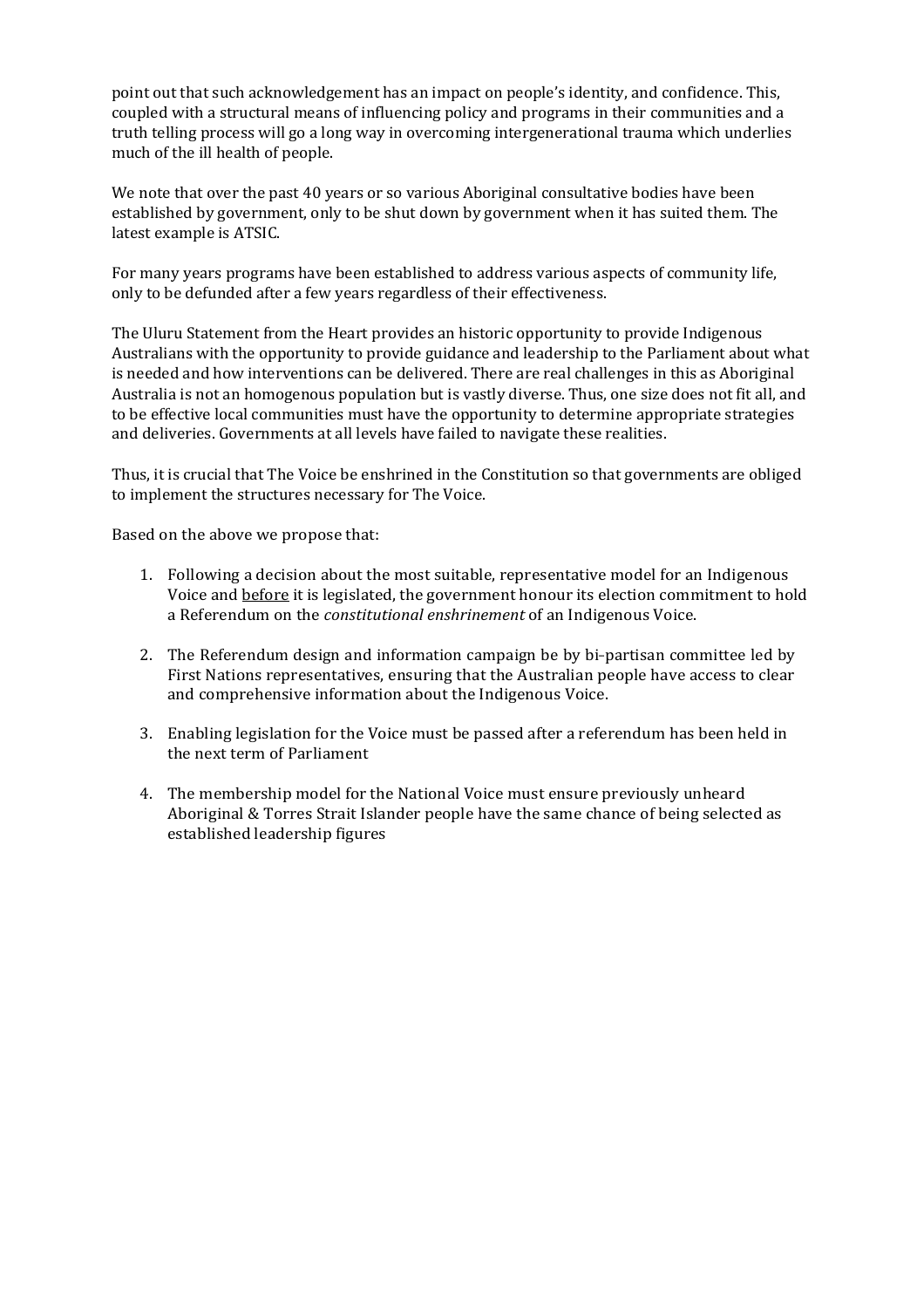point out that such acknowledgement has an impact on people's identity, and confidence. This, coupled with a structural means of influencing policy and programs in their communities and a truth telling process will go a long way in overcoming intergenerational trauma which underlies much of the ill health of people.

We note that over the past 40 years or so various Aboriginal consultative bodies have been established by government, only to be shut down by government when it has suited them. The latest example is ATSIC.

For many years programs have been established to address various aspects of community life, only to be defunded after a few years regardless of their effectiveness.

The Uluru Statement from the Heart provides an historic opportunity to provide Indigenous Australians with the opportunity to provide guidance and leadership to the Parliament about what is needed and how interventions can be delivered. There are real challenges in this as Aboriginal Australia is not an homogenous population but is vastly diverse. Thus, one size does not fit all, and to be effective local communities must have the opportunity to determine appropriate strategies and deliveries. Governments at all levels have failed to navigate these realities.

Thus, it is crucial that The Voice be enshrined in the Constitution so that governments are obliged to implement the structures necessary for The Voice.

Based on the above we propose that:

1. Following a decision about the most suitable, representative model for an Indigenous Voice and <u>before</u> it is legislated, the government honour its election commitment to hold a Referendum on the *constitutional enshrinement* of an Indigenous Voice.
2. The Referendum design and information campaign be by bi-partisan committee led by First Nations representatives, ensuring that the Australian people have access to clear and comprehensive information about the Indigenous Voice.
3. Enabling legislation for the Voice must be passed after a referendum has been held in the next term of Parliament
4. The membership model for the National Voice must ensure previously unheard Aboriginal & Torres Strait Islander people have the same chance of being selected as established leadership figures